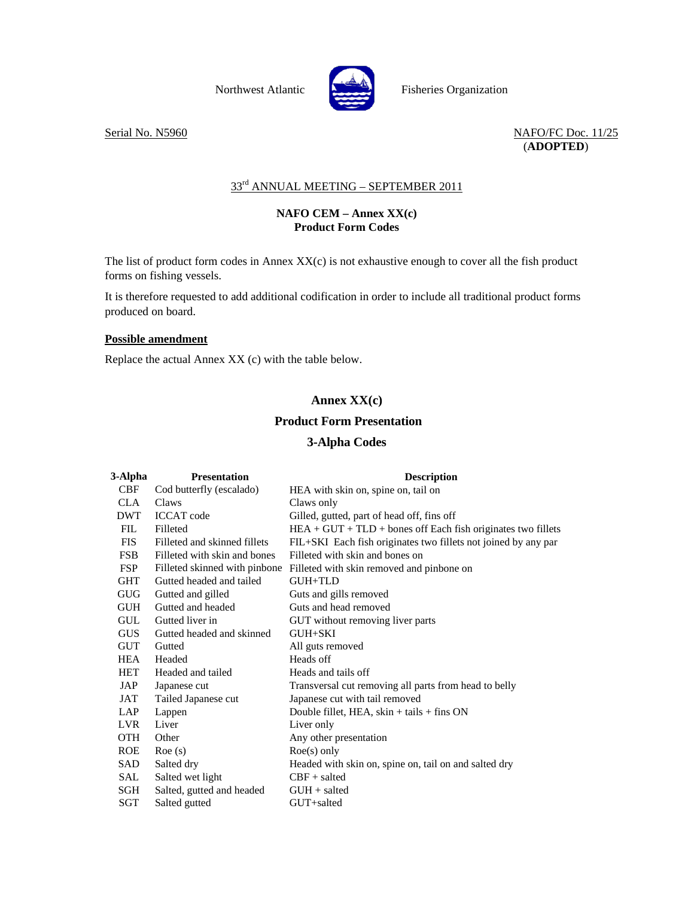Northwest Atlantic Fisheries Organization

Serial No. N5960

NAFO/FC Doc. 11/25
(**ADOPTED**)

## 33rd ANNUAL MEETING – SEPTEMBER 2011

### NAFO CEM – Annex XX(c)
### Product Form Codes

The list of product form codes in Annex XX(c) is not exhaustive enough to cover all the fish product forms on fishing vessels.

It is therefore requested to add additional codification in order to include all traditional product forms produced on board.

**Possible amendment**

Replace the actual Annex XX (c) with the table below.

## Annex XX(c)

### Product Form Presentation

### 3-Alpha Codes

| 3-Alpha | Presentation | Description |
|---|---|---|
| CBF | Cod butterfly (escalado) | HEA with skin on, spine on, tail on |
| CLA | Claws | Claws only |
| DWT | ICCAT code | Gilled, gutted, part of head off, fins off |
| FIL | Filleted | HEA + GUT + TLD + bones off Each fish originates two fillets |
| FIS | Filleted and skinned fillets | FIL+SKI Each fish originates two fillets not joined by any par |
| FSB | Filleted with skin and bones | Filleted with skin and bones on |
| FSP | Filleted skinned with pinbone | Filleted with skin removed and pinbone on |
| GHT | Gutted headed and tailed | GUH+TLD |
| GUG | Gutted and gilled | Guts and gills removed |
| GUH | Gutted and headed | Guts and head removed |
| GUL | Gutted liver in | GUT without removing liver parts |
| GUS | Gutted headed and skinned | GUH+SKI |
| GUT | Gutted | All guts removed |
| HEA | Headed | Heads off |
| HET | Headed and tailed | Heads and tails off |
| JAP | Japanese cut | Transversal cut removing all parts from head to belly |
| JAT | Tailed Japanese cut | Japanese cut with tail removed |
| LAP | Lappen | Double fillet, HEA, skin + tails + fins ON |
| LVR | Liver | Liver only |
| OTH | Other | Any other presentation |
| ROE | Roe (s) | Roe(s) only |
| SAD | Salted dry | Headed with skin on, spine on, tail on and salted dry |
| SAL | Salted wet light | CBF + salted |
| SGH | Salted, gutted and headed | GUH + salted |
| SGT | Salted gutted | GUT+salted |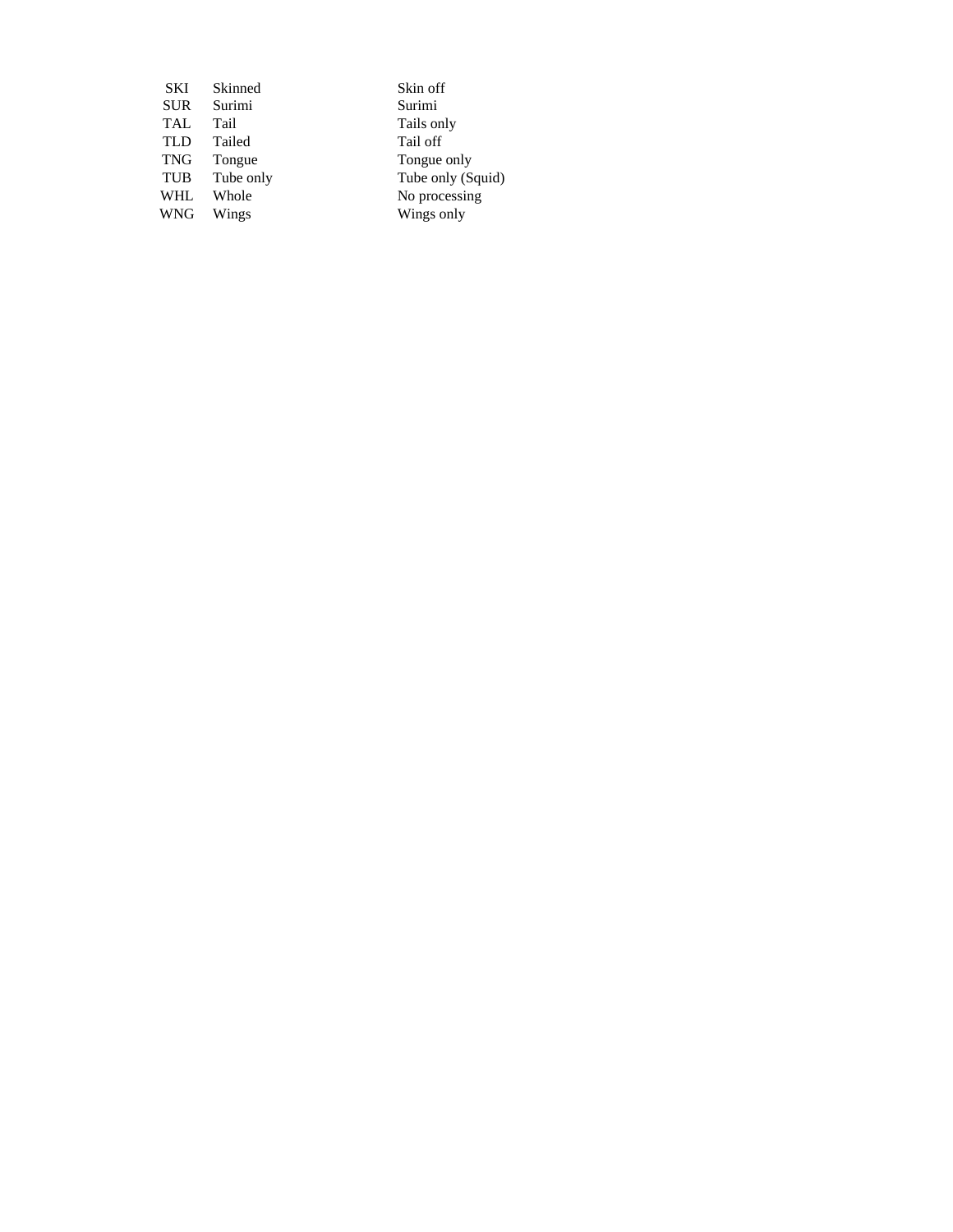| | | |
|---|---|---|
| SKI | Skinned | Skin off |
| SUR | Surimi | Surimi |
| TAL | Tail | Tails only |
| TLD | Tailed | Tail off |
| TNG | Tongue | Tongue only |
| TUB | Tube only | Tube only (Squid) |
| WHL | Whole | No processing |
| WNG | Wings | Wings only |